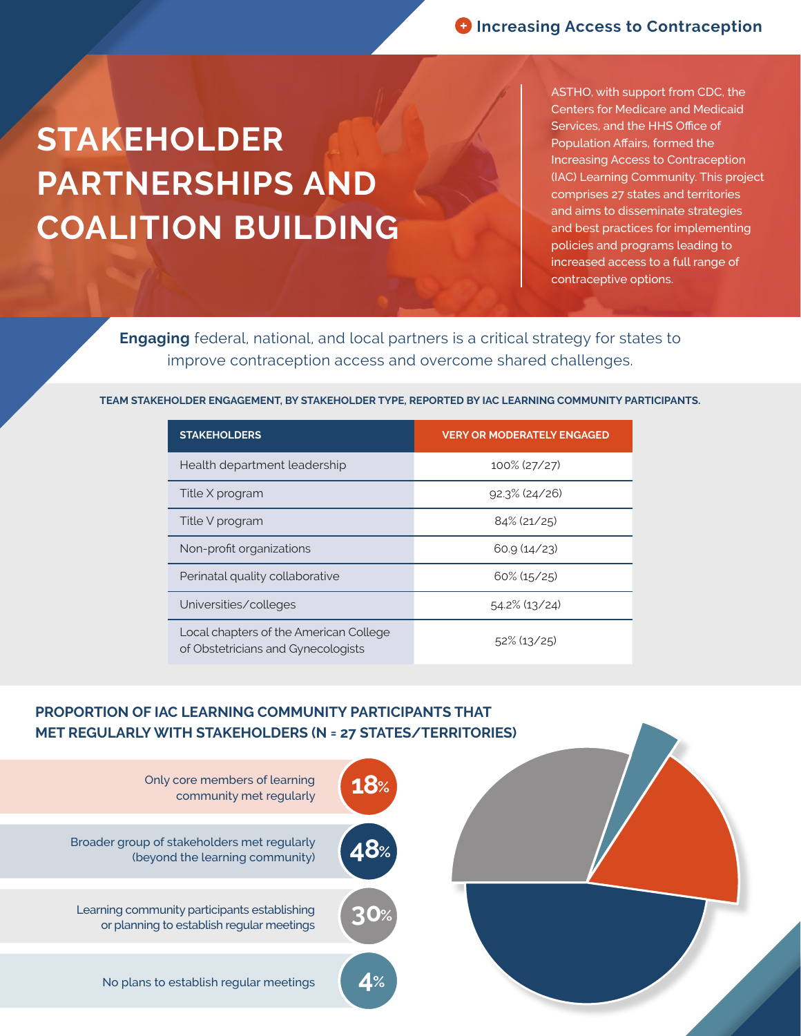Increasing Access to Contraception

# STAKEHOLDER PARTNERSHIPS AND COALITION BUILDING

ASTHO, with support from CDC, the Centers for Medicare and Medicaid Services, and the HHS Office of Population Affairs, formed the Increasing Access to Contraception (IAC) Learning Community. This project comprises 27 states and territories and aims to disseminate strategies and best practices for implementing policies and programs leading to increased access to a full range of contraceptive options.

**Engaging** federal, national, and local partners is a critical strategy for states to improve contraception access and overcome shared challenges.

**TEAM STAKEHOLDER ENGAGEMENT, BY STAKEHOLDER TYPE, REPORTED BY IAC LEARNING COMMUNITY PARTICIPANTS.**

| STAKEHOLDERS | VERY OR MODERATELY ENGAGED |
|---|---|
| Health department leadership | 100% (27/27) |
| Title X program | 92.3% (24/26) |
| Title V program | 84% (21/25) |
| Non-profit organizations | 60.9 (14/23) |
| Perinatal quality collaborative | 60% (15/25) |
| Universities/colleges | 54.2% (13/24) |
| Local chapters of the American College of Obstetricians and Gynecologists | 52% (13/25) |

## PROPORTION OF IAC LEARNING COMMUNITY PARTICIPANTS THAT MET REGULARLY WITH STAKEHOLDERS (N = 27 STATES/TERRITORIES)

- Only core members of learning community met regularly: **18%**
- Broader group of stakeholders met regularly (beyond the learning community): **48%**
- Learning community participants establishing or planning to establish regular meetings: **30%**
- No plans to establish regular meetings: **4%**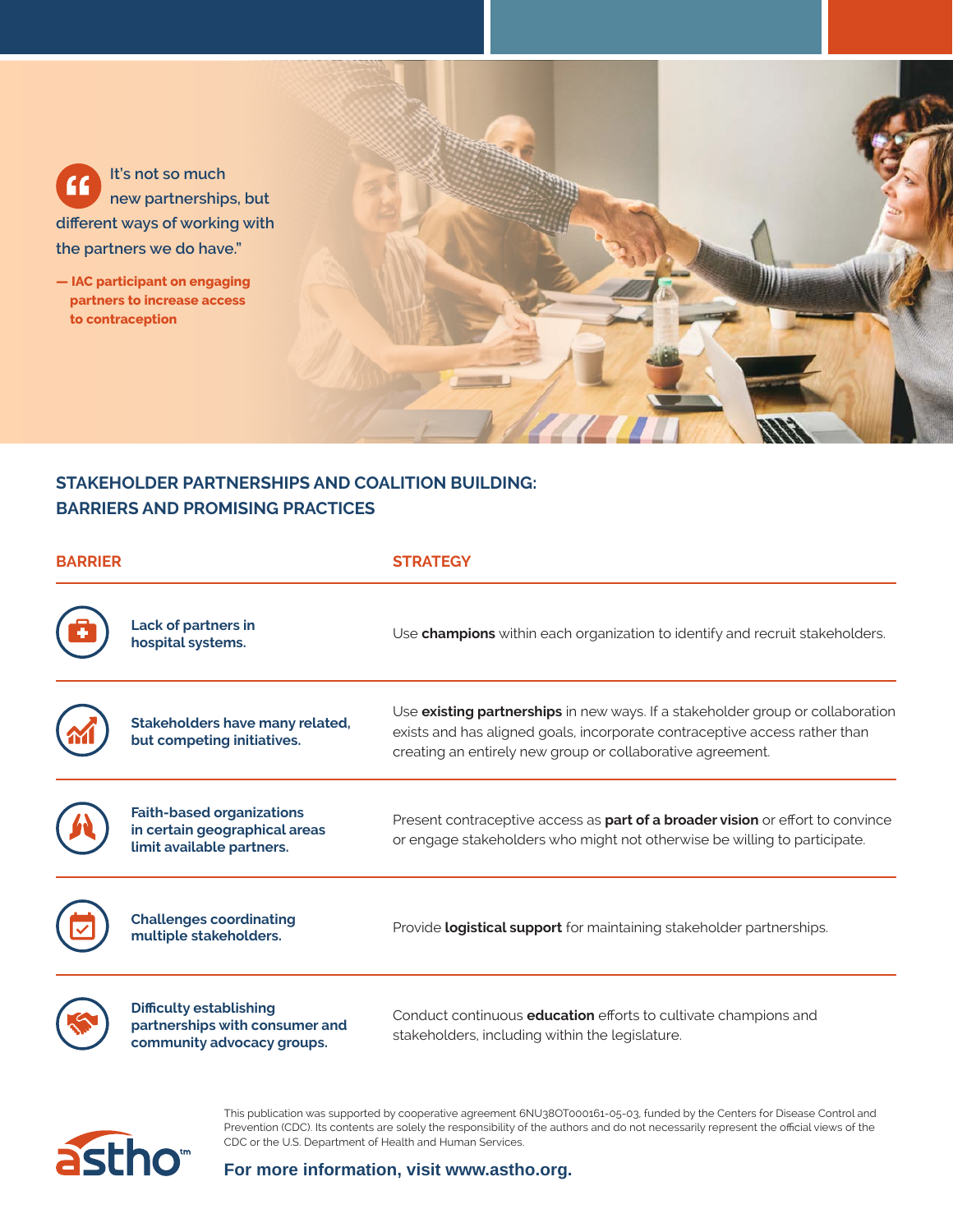> It's not so much new partnerships, but different ways of working with the partners we do have."
>
> **— IAC participant on engaging partners to increase access to contraception**

## STAKEHOLDER PARTNERSHIPS AND COALITION BUILDING: BARRIERS AND PROMISING PRACTICES

| BARRIER | STRATEGY |
| --- | --- |
| **Lack of partners in hospital systems.** | Use **champions** within each organization to identify and recruit stakeholders. |
| **Stakeholders have many related, but competing initiatives.** | Use **existing partnerships** in new ways. If a stakeholder group or collaboration exists and has aligned goals, incorporate contraceptive access rather than creating an entirely new group or collaborative agreement. |
| **Faith-based organizations in certain geographical areas limit available partners.** | Present contraceptive access as **part of a broader vision** or effort to convince or engage stakeholders who might not otherwise be willing to participate. |
| **Challenges coordinating multiple stakeholders.** | Provide **logistical support** for maintaining stakeholder partnerships. |
| **Difficulty establishing partnerships with consumer and community advocacy groups.** | Conduct continuous **education** efforts to cultivate champions and stakeholders, including within the legislature. |

astho™

This publication was supported by cooperative agreement 6NU38OT000161-05-03, funded by the Centers for Disease Control and Prevention (CDC). Its contents are solely the responsibility of the authors and do not necessarily represent the official views of the CDC or the U.S. Department of Health and Human Services.

**For more information, visit www.astho.org.**